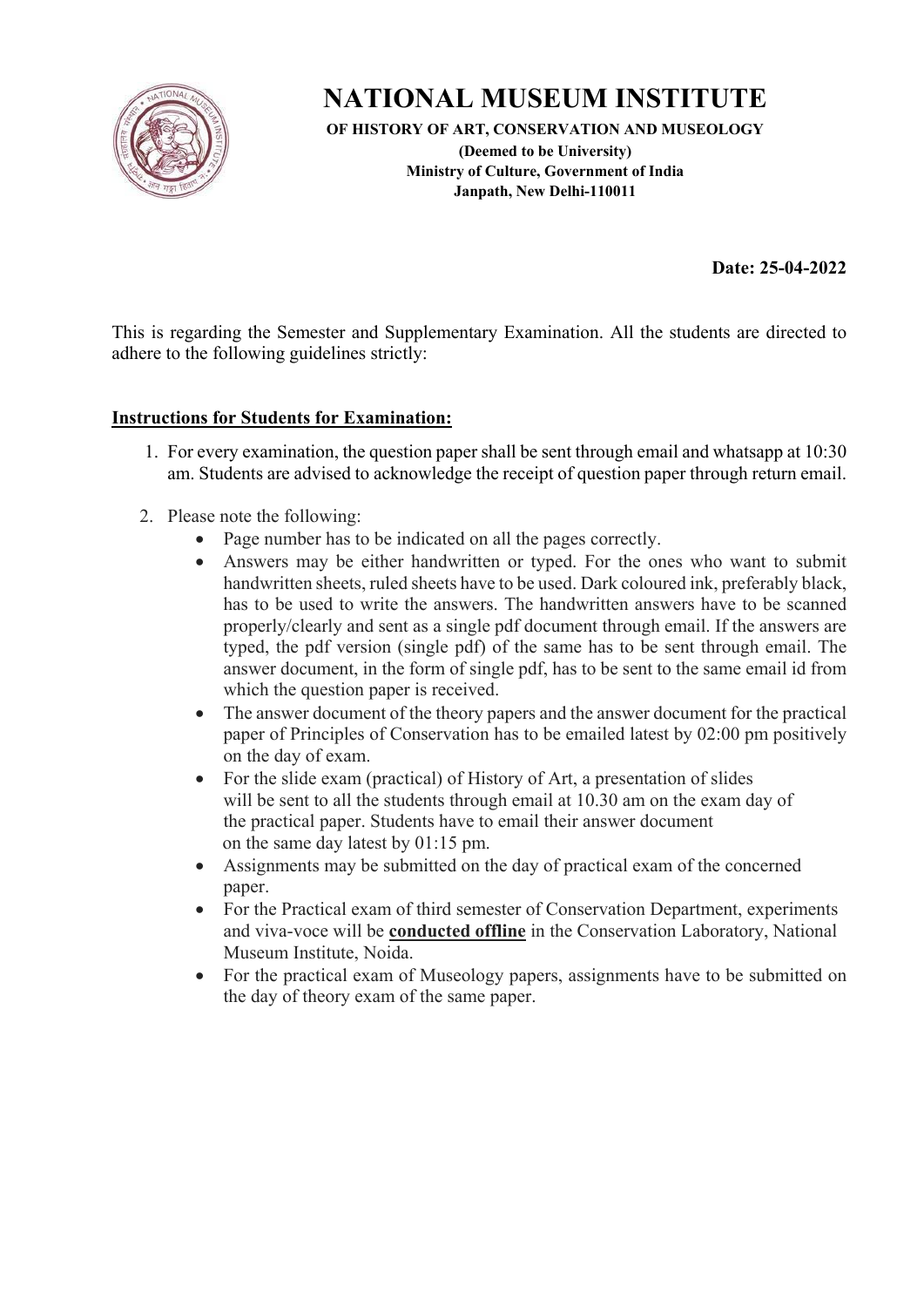# NATIONAL MUSEUM INSTITUTE

**OF HISTORY OF ART, CONSERVATION AND MUSEOLOGY**
**(Deemed to be University)**
**Ministry of Culture, Government of India**
**Janpath, New Delhi-110011**

**Date: 25-04-2022**

This is regarding the Semester and Supplementary Examination. All the students are directed to adhere to the following guidelines strictly:

**Instructions for Students for Examination:**

1. For every examination, the question paper shall be sent through email and whatsapp at 10:30 am. Students are advised to acknowledge the receipt of question paper through return email.
2. Please note the following:
   - Page number has to be indicated on all the pages correctly.
   - Answers may be either handwritten or typed. For the ones who want to submit handwritten sheets, ruled sheets have to be used. Dark coloured ink, preferably black, has to be used to write the answers. The handwritten answers have to be scanned properly/clearly and sent as a single pdf document through email. If the answers are typed, the pdf version (single pdf) of the same has to be sent through email. The answer document, in the form of single pdf, has to be sent to the same email id from which the question paper is received.
   - The answer document of the theory papers and the answer document for the practical paper of Principles of Conservation has to be emailed latest by 02:00 pm positively on the day of exam.
   - For the slide exam (practical) of History of Art, a presentation of slides will be sent to all the students through email at 10.30 am on the exam day of the practical paper. Students have to email their answer document on the same day latest by 01:15 pm.
   - Assignments may be submitted on the day of practical exam of the concerned paper.
   - For the Practical exam of third semester of Conservation Department, experiments and viva-voce will be **conducted offline** in the Conservation Laboratory, National Museum Institute, Noida.
   - For the practical exam of Museology papers, assignments have to be submitted on the day of theory exam of the same paper.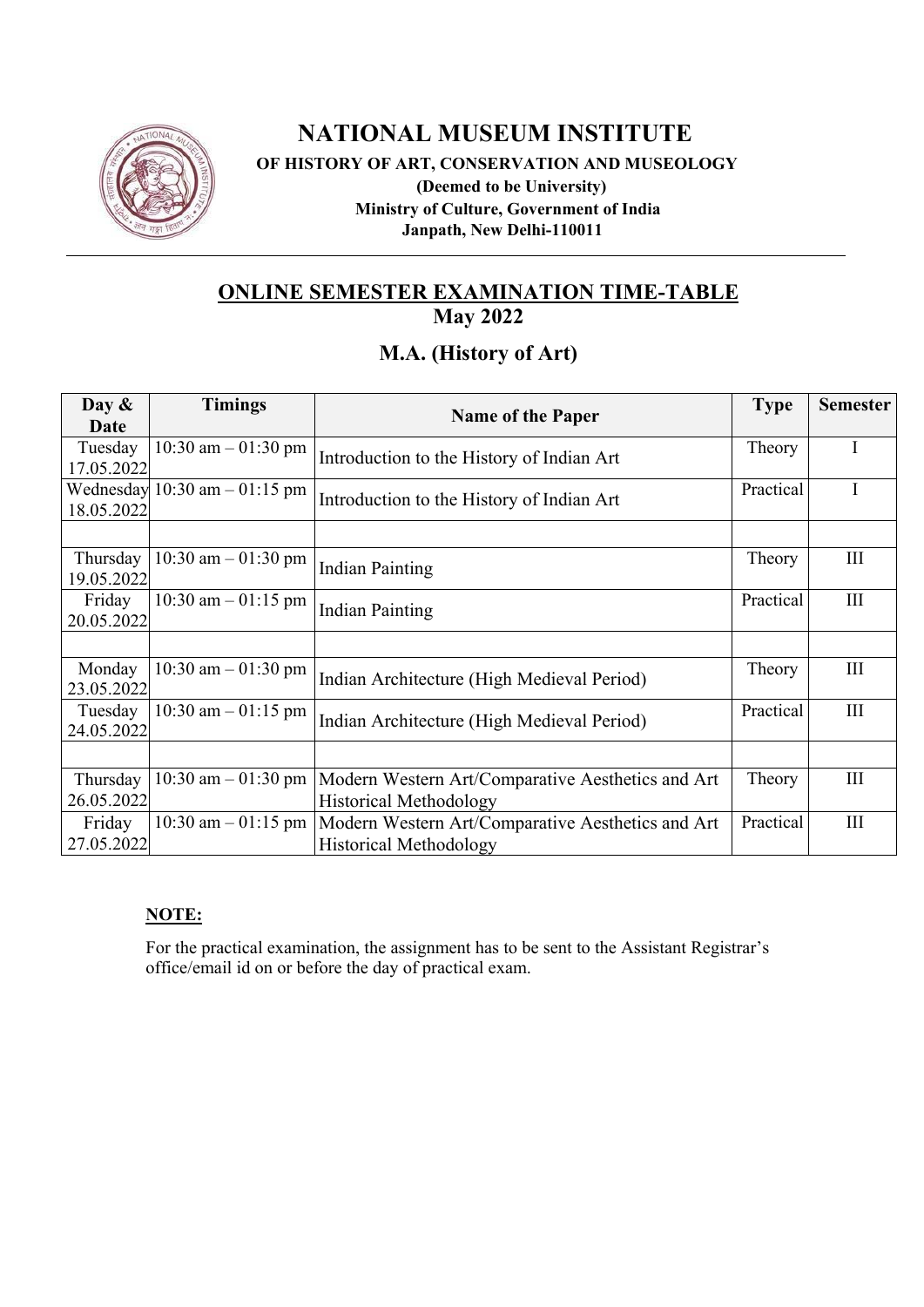# NATIONAL MUSEUM INSTITUTE

**OF HISTORY OF ART, CONSERVATION AND MUSEOLOGY**

**(Deemed to be University)**

**Ministry of Culture, Government of India**

**Janpath, New Delhi-110011**

---

## ONLINE SEMESTER EXAMINATION TIME-TABLE

### May 2022

### M.A. (History of Art)

| Day & Date | Timings | Name of the Paper | Type | Semester |
|---|---|---|---|---|
| Tuesday 17.05.2022 | 10:30 am – 01:30 pm | Introduction to the History of Indian Art | Theory | I |
| Wednesday 18.05.2022 | 10:30 am – 01:15 pm | Introduction to the History of Indian Art | Practical | I |
| | | | | |
| Thursday 19.05.2022 | 10:30 am – 01:30 pm | Indian Painting | Theory | III |
| Friday 20.05.2022 | 10:30 am – 01:15 pm | Indian Painting | Practical | III |
| | | | | |
| Monday 23.05.2022 | 10:30 am – 01:30 pm | Indian Architecture (High Medieval Period) | Theory | III |
| Tuesday 24.05.2022 | 10:30 am – 01:15 pm | Indian Architecture (High Medieval Period) | Practical | III |
| | | | | |
| Thursday 26.05.2022 | 10:30 am – 01:30 pm | Modern Western Art/Comparative Aesthetics and Art Historical Methodology | Theory | III |
| Friday 27.05.2022 | 10:30 am – 01:15 pm | Modern Western Art/Comparative Aesthetics and Art Historical Methodology | Practical | III |

**NOTE:**

For the practical examination, the assignment has to be sent to the Assistant Registrar's office/email id on or before the day of practical exam.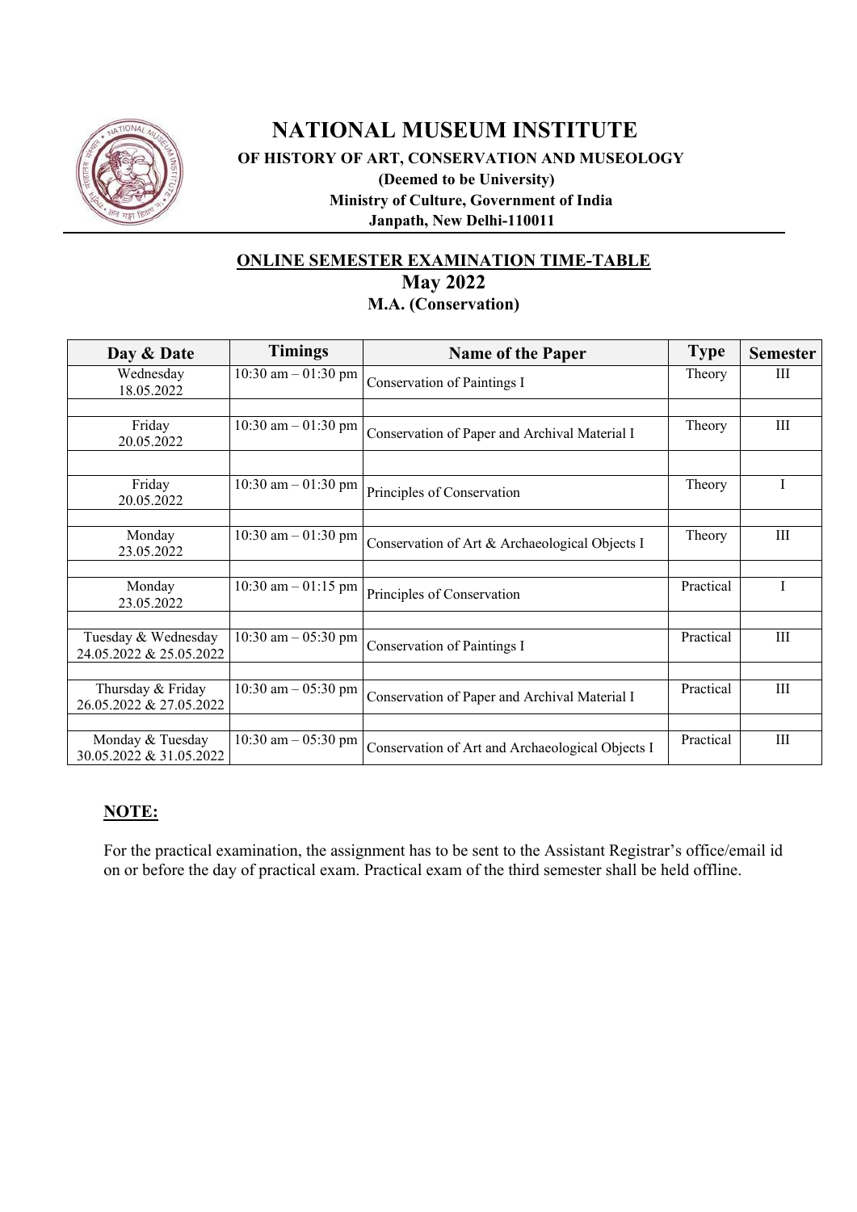# NATIONAL MUSEUM INSTITUTE

**OF HISTORY OF ART, CONSERVATION AND MUSEOLOGY**

**(Deemed to be University)**

**Ministry of Culture, Government of India**

**Janpath, New Delhi-110011**

## ONLINE SEMESTER EXAMINATION TIME-TABLE

## May 2022

### M.A. (Conservation)

| Day & Date | Timings | Name of the Paper | Type | Semester |
|---|---|---|---|---|
| Wednesday 18.05.2022 | 10:30 am – 01:30 pm | Conservation of Paintings I | Theory | III |
| | | | | |
| Friday 20.05.2022 | 10:30 am – 01:30 pm | Conservation of Paper and Archival Material I | Theory | III |
| | | | | |
| Friday 20.05.2022 | 10:30 am – 01:30 pm | Principles of Conservation | Theory | I |
| | | | | |
| Monday 23.05.2022 | 10:30 am – 01:30 pm | Conservation of Art & Archaeological Objects I | Theory | III |
| | | | | |
| Monday 23.05.2022 | 10:30 am – 01:15 pm | Principles of Conservation | Practical | I |
| | | | | |
| Tuesday & Wednesday 24.05.2022 & 25.05.2022 | 10:30 am – 05:30 pm | Conservation of Paintings I | Practical | III |
| | | | | |
| Thursday & Friday 26.05.2022 & 27.05.2022 | 10:30 am – 05:30 pm | Conservation of Paper and Archival Material I | Practical | III |
| | | | | |
| Monday & Tuesday 30.05.2022 & 31.05.2022 | 10:30 am – 05:30 pm | Conservation of Art and Archaeological Objects I | Practical | III |

**NOTE:**

For the practical examination, the assignment has to be sent to the Assistant Registrar's office/email id on or before the day of practical exam. Practical exam of the third semester shall be held offline.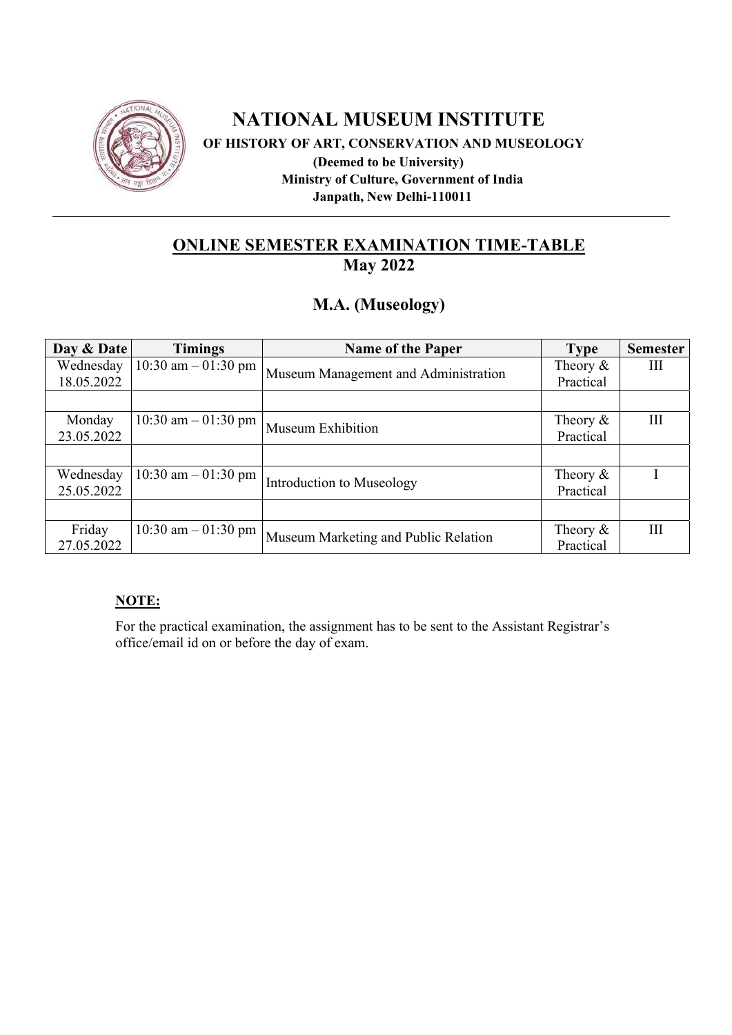# NATIONAL MUSEUM INSTITUTE

**OF HISTORY OF ART, CONSERVATION AND MUSEOLOGY**
**(Deemed to be University)**
**Ministry of Culture, Government of India**
**Janpath, New Delhi-110011**

---

## ONLINE SEMESTER EXAMINATION TIME-TABLE
## May 2022

## M.A. (Museology)

| Day & Date | Timings | Name of the Paper | Type | Semester |
|---|---|---|---|---|
| Wednesday 18.05.2022 | 10:30 am – 01:30 pm | Museum Management and Administration | Theory & Practical | III |
| | | | | |
| Monday 23.05.2022 | 10:30 am – 01:30 pm | Museum Exhibition | Theory & Practical | III |
| | | | | |
| Wednesday 25.05.2022 | 10:30 am – 01:30 pm | Introduction to Museology | Theory & Practical | I |
| | | | | |
| Friday 27.05.2022 | 10:30 am – 01:30 pm | Museum Marketing and Public Relation | Theory & Practical | III |

**NOTE:**

For the practical examination, the assignment has to be sent to the Assistant Registrar's office/email id on or before the day of exam.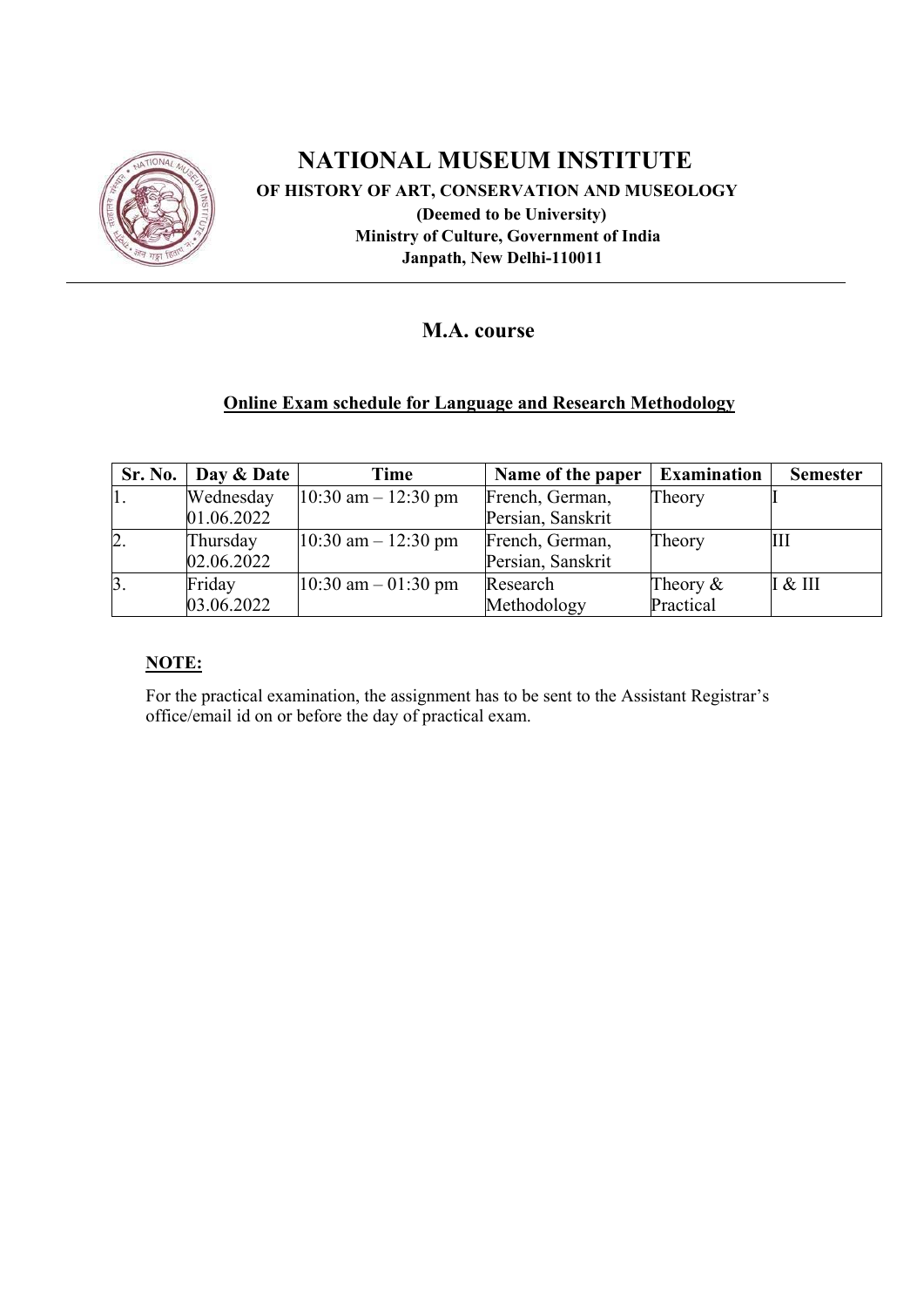# NATIONAL MUSEUM INSTITUTE

**OF HISTORY OF ART, CONSERVATION AND MUSEOLOGY**

**(Deemed to be University)**

**Ministry of Culture, Government of India**

**Janpath, New Delhi-110011**

## M.A. course

**Online Exam schedule for Language and Research Methodology**

| Sr. No. | Day & Date | Time | Name of the paper | Examination | Semester |
|---|---|---|---|---|---|
| 1. | Wednesday 01.06.2022 | 10:30 am – 12:30 pm | French, German, Persian, Sanskrit | Theory | I |
| 2. | Thursday 02.06.2022 | 10:30 am – 12:30 pm | French, German, Persian, Sanskrit | Theory | III |
| 3. | Friday 03.06.2022 | 10:30 am – 01:30 pm | Research Methodology | Theory & Practical | I & III |

**NOTE:**

For the practical examination, the assignment has to be sent to the Assistant Registrar's office/email id on or before the day of practical exam.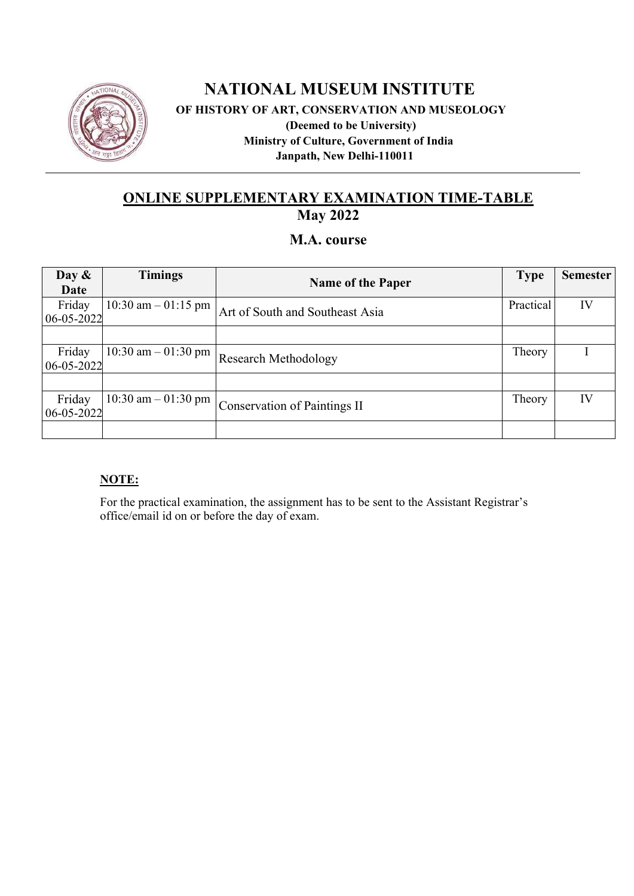# NATIONAL MUSEUM INSTITUTE

**OF HISTORY OF ART, CONSERVATION AND MUSEOLOGY**

**(Deemed to be University)**

**Ministry of Culture, Government of India**

**Janpath, New Delhi-110011**

## ONLINE SUPPLEMENTARY EXAMINATION TIME-TABLE

## May 2022

## M.A. course

| Day & Date | Timings | Name of the Paper | Type | Semester |
|---|---|---|---|---|
| Friday 06-05-2022 | 10:30 am – 01:15 pm | Art of South and Southeast Asia | Practical | IV |
| | | | | |
| Friday 06-05-2022 | 10:30 am – 01:30 pm | Research Methodology | Theory | I |
| | | | | |
| Friday 06-05-2022 | 10:30 am – 01:30 pm | Conservation of Paintings II | Theory | IV |
| | | | | |

**NOTE:**

For the practical examination, the assignment has to be sent to the Assistant Registrar's office/email id on or before the day of exam.